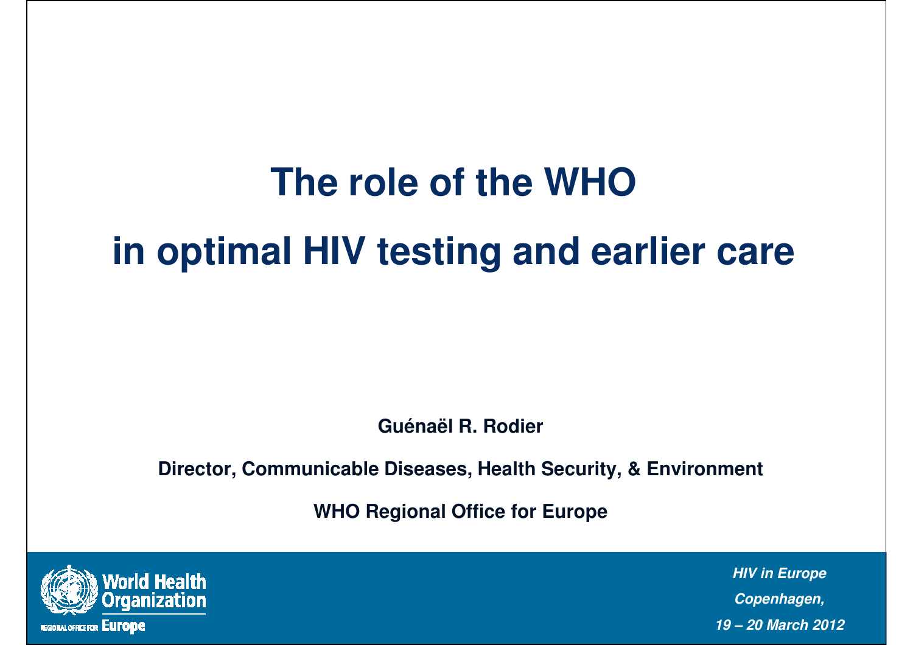# The role of the WHO in optimal HIV testing and earlier care

**Guénaël R. Rodier**

**Director, Communicable Diseases, Health Security, & Environment**

**WHO Regional Office for Europe**

World Health Organization

Regional Office for Europe

***HIV in Europe***

***Copenhagen,***

***19 – 20 March 2012***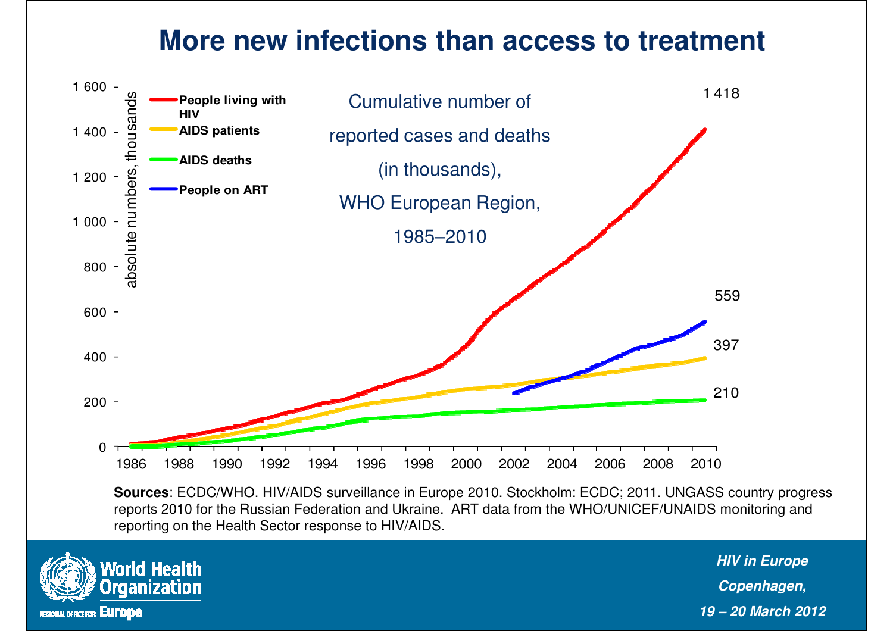# More new infections than access to treatment

Cumulative number of reported cases and deaths (in thousands), WHO European Region, 1985–2010

absolute numbers, thousands

- People living with HIV
- AIDS patients
- AIDS deaths
- People on ART

1 418

559

397

210

1 600, 1 400, 1 200, 1 000, 800, 600, 400, 200, 0

1986, 1988, 1990, 1992, 1994, 1996, 1998, 2000, 2002, 2004, 2006, 2008, 2010

**Sources**: ECDC/WHO. HIV/AIDS surveillance in Europe 2010. Stockholm: ECDC; 2011. UNGASS country progress reports 2010 for the Russian Federation and Ukraine. ART data from the WHO/UNICEF/UNAIDS monitoring and reporting on the Health Sector response to HIV/AIDS.

World Health Organization

REGIONAL OFFICE FOR Europe

*HIV in Europe*

*Copenhagen,*

*19 – 20 March 2012*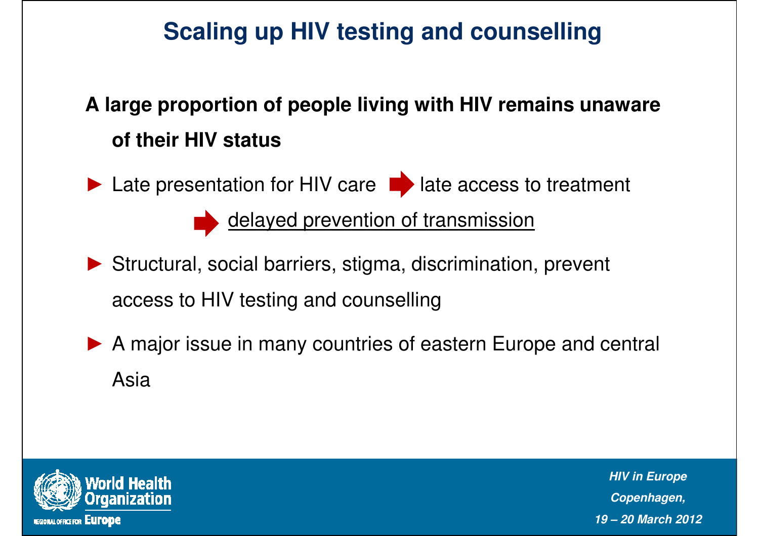# Scaling up HIV testing and counselling

**A large proportion of people living with HIV remains unaware of their HIV status**

- Late presentation for HIV care ➡ late access to treatment ➡ delayed prevention of transmission
- Structural, social barriers, stigma, discrimination, prevent access to HIV testing and counselling
- A major issue in many countries of eastern Europe and central Asia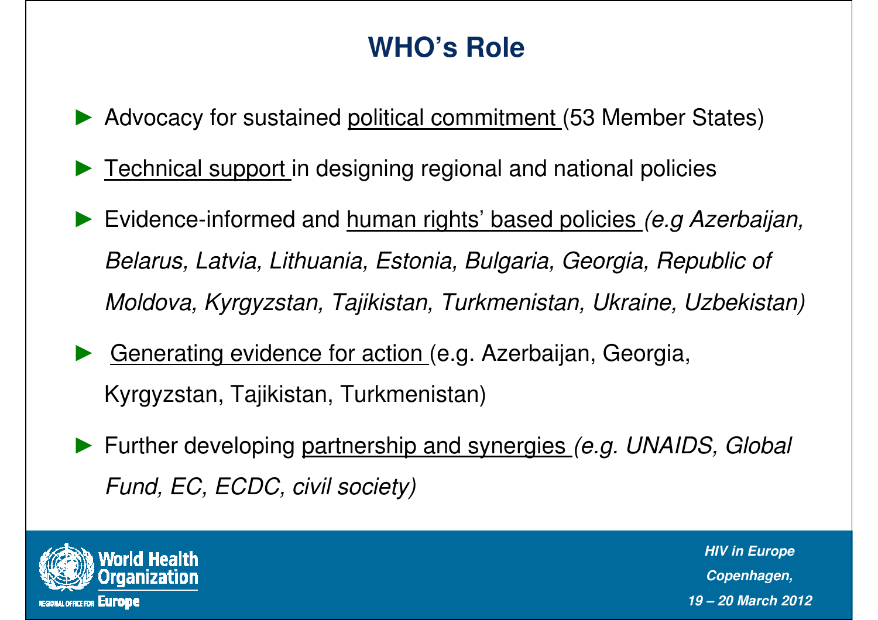# WHO's Role

- Advocacy for sustained <u>political commitment</u> (53 Member States)
- <u>Technical support</u> in designing regional and national policies
- Evidence-informed and <u>human rights' based policies</u> *(e.g Azerbaijan, Belarus, Latvia, Lithuania, Estonia, Bulgaria, Georgia, Republic of Moldova, Kyrgyzstan, Tajikistan, Turkmenistan, Ukraine, Uzbekistan)*
- <u>Generating evidence for action</u> (e.g. Azerbaijan, Georgia, Kyrgyzstan, Tajikistan, Turkmenistan)
- Further developing <u>partnership and synergies</u> *(e.g. UNAIDS, Global Fund, EC, ECDC, civil society)*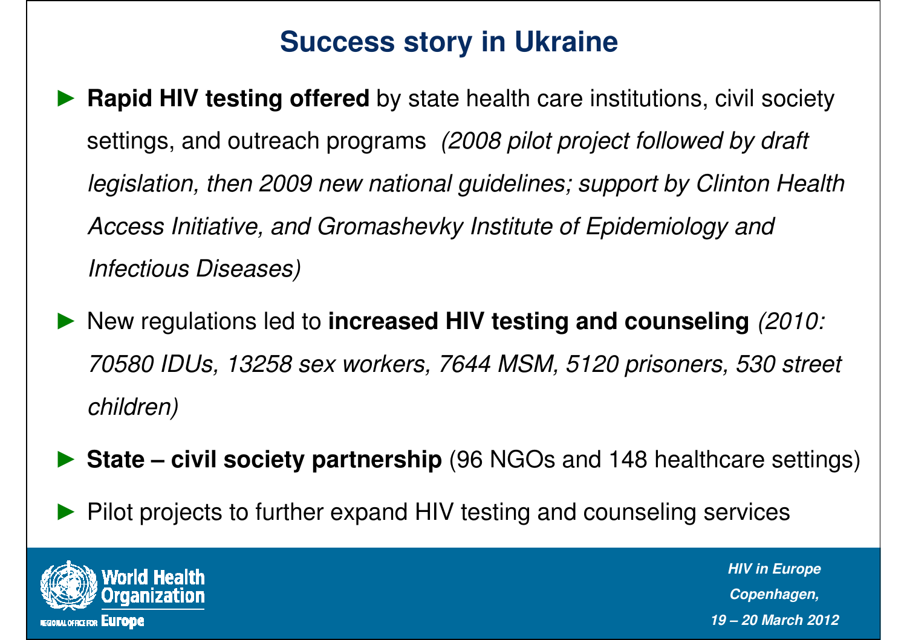# Success story in Ukraine

- **Rapid HIV testing offered** by state health care institutions, civil society settings, and outreach programs *(2008 pilot project followed by draft legislation, then 2009 new national guidelines; support by Clinton Health Access Initiative, and Gromashevky Institute of Epidemiology and Infectious Diseases)*
- New regulations led to **increased HIV testing and counseling** *(2010: 70580 IDUs, 13258 sex workers, 7644 MSM, 5120 prisoners, 530 street children)*
- **State – civil society partnership** (96 NGOs and 148 healthcare settings)
- Pilot projects to further expand HIV testing and counseling services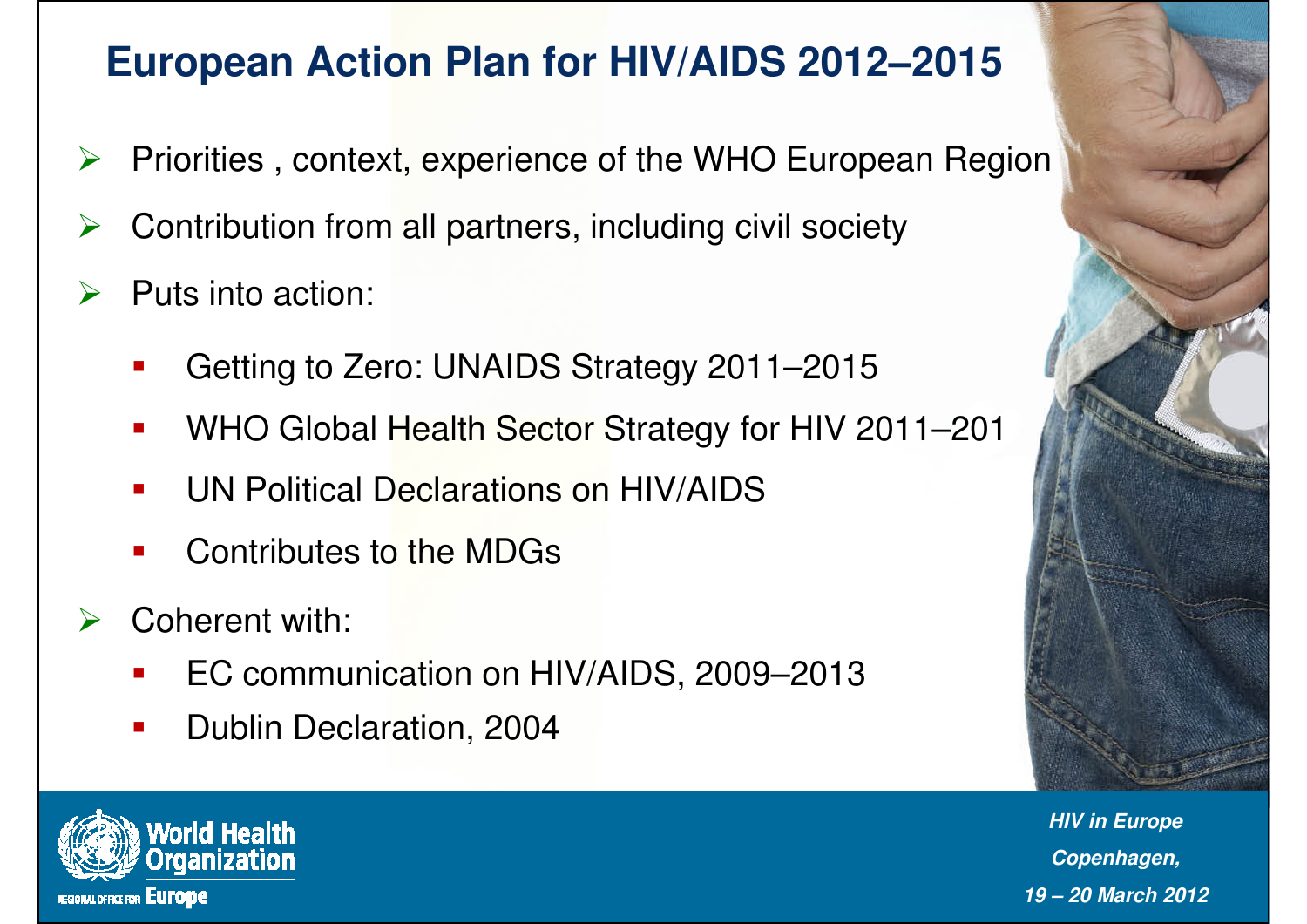# European Action Plan for HIV/AIDS 2012–2015

- Priorities , context, experience of the WHO European Region
- Contribution from all partners, including civil society
- Puts into action:
  - Getting to Zero: UNAIDS Strategy 2011–2015
  - WHO Global Health Sector Strategy for HIV 2011–201
  - UN Political Declarations on HIV/AIDS
  - Contributes to the MDGs
- Coherent with:
  - EC communication on HIV/AIDS, 2009–2013
  - Dublin Declaration, 2004

World Health Organization
REGIONAL OFFICE FOR Europe

*HIV in Europe*
*Copenhagen,*
*19 – 20 March 2012*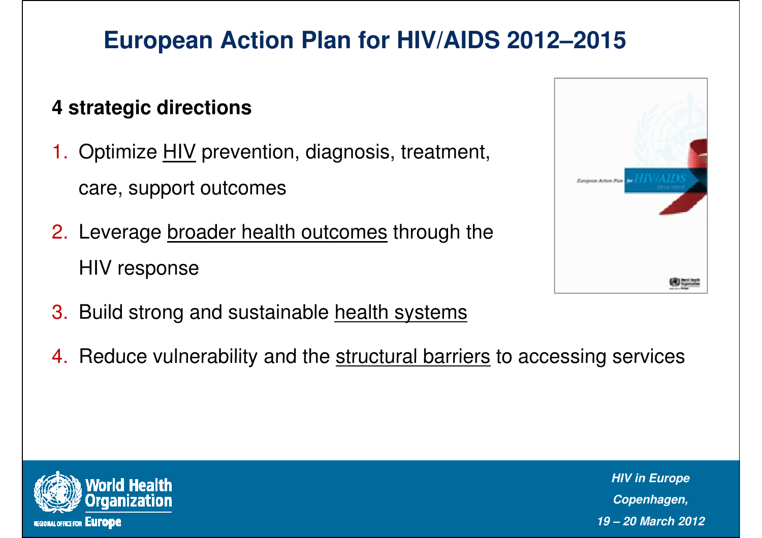# European Action Plan for HIV/AIDS 2012–2015

**4 strategic directions**

1. Optimize HIV prevention, diagnosis, treatment, care, support outcomes
2. Leverage broader health outcomes through the HIV response
3. Build strong and sustainable health systems
4. Reduce vulnerability and the structural barriers to accessing services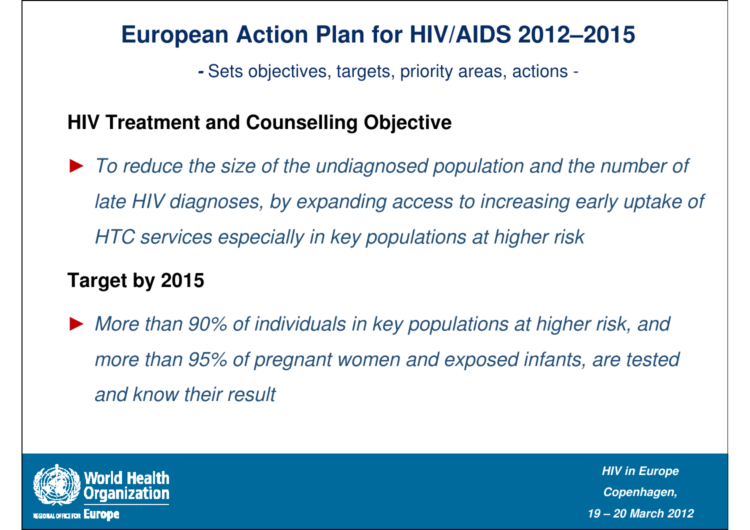# European Action Plan for HIV/AIDS 2012–2015

- Sets objectives, targets, priority areas, actions -

## HIV Treatment and Counselling Objective

- *To reduce the size of the undiagnosed population and the number of late HIV diagnoses, by expanding access to increasing early uptake of HTC services especially in key populations at higher risk*

## Target by 2015

- *More than 90% of individuals in key populations at higher risk, and more than 95% of pregnant women and exposed infants, are tested and know their result*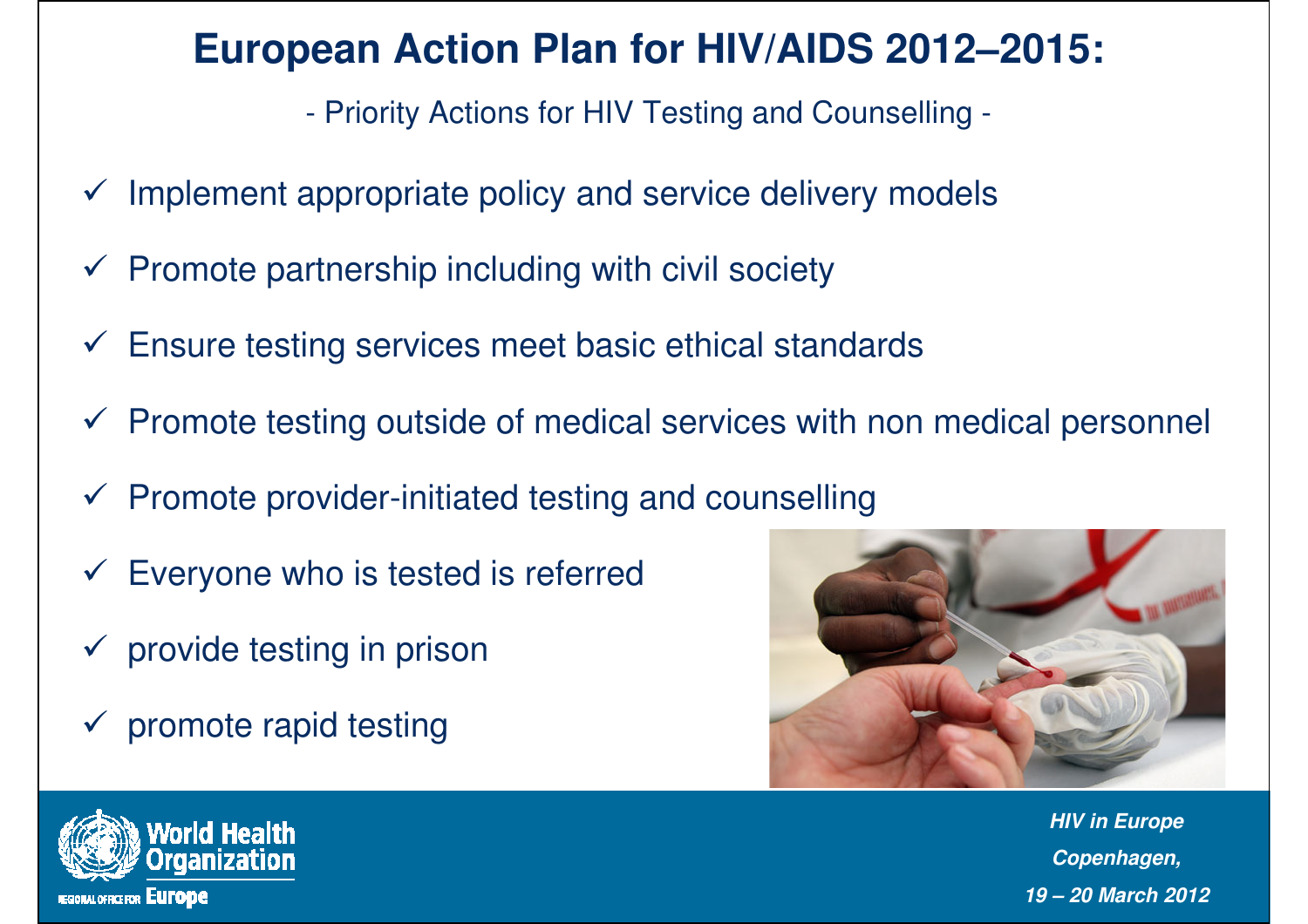# European Action Plan for HIV/AIDS 2012–2015:

- Priority Actions for HIV Testing and Counselling -

- ✓ Implement appropriate policy and service delivery models
- ✓ Promote partnership including with civil society
- ✓ Ensure testing services meet basic ethical standards
- ✓ Promote testing outside of medical services with non medical personnel
- ✓ Promote provider-initiated testing and counselling
- ✓ Everyone who is tested is referred
- ✓ provide testing in prison
- ✓ promote rapid testing

World Health Organization
Regional Office for Europe

*HIV in Europe*
*Copenhagen,*
*19 – 20 March 2012*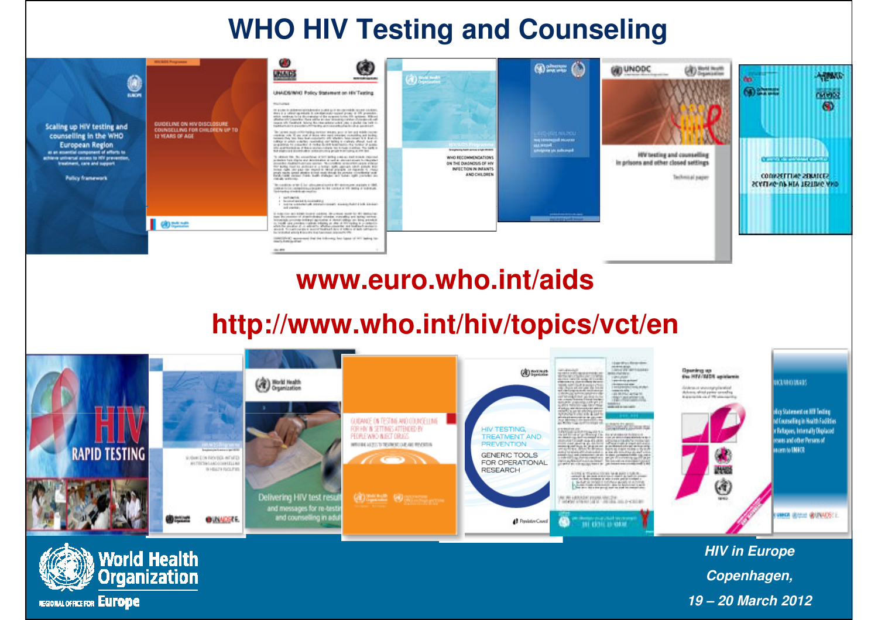# WHO HIV Testing and Counseling

**www.euro.who.int/aids**

**http://www.who.int/hiv/topics/vct/en**

*HIV in Europe*

*Copenhagen,*

*19 – 20 March 2012*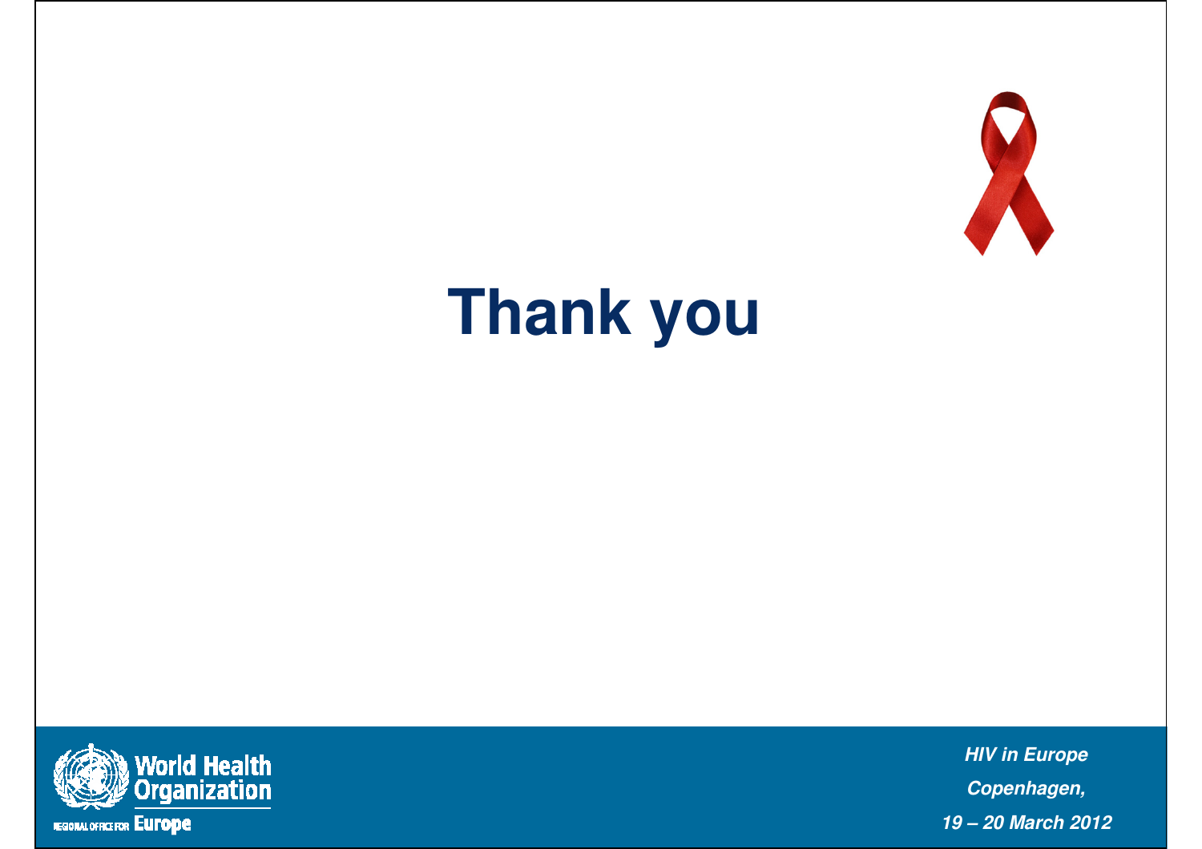# Thank you